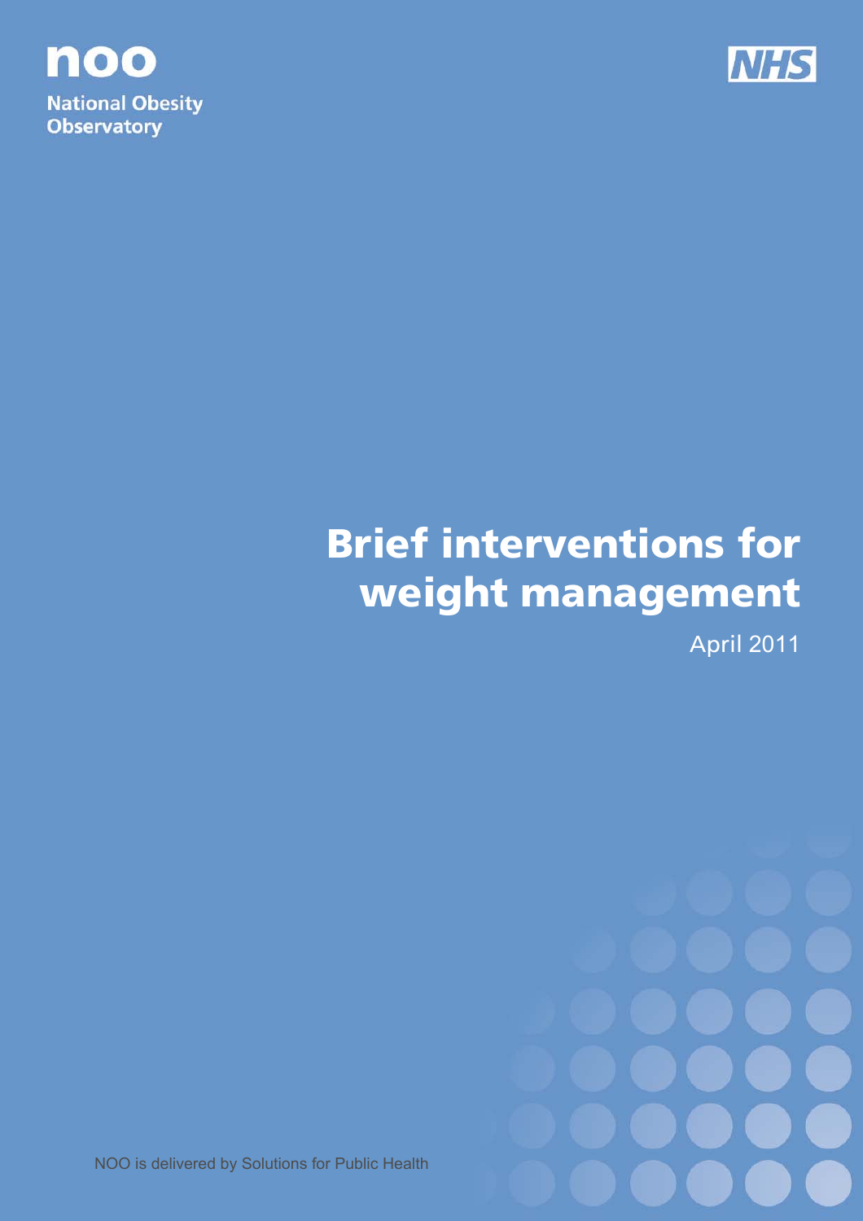noo

National Obesity Observatory

NHS

# Brief interventions for weight management

April 2011

NOO is delivered by Solutions for Public Health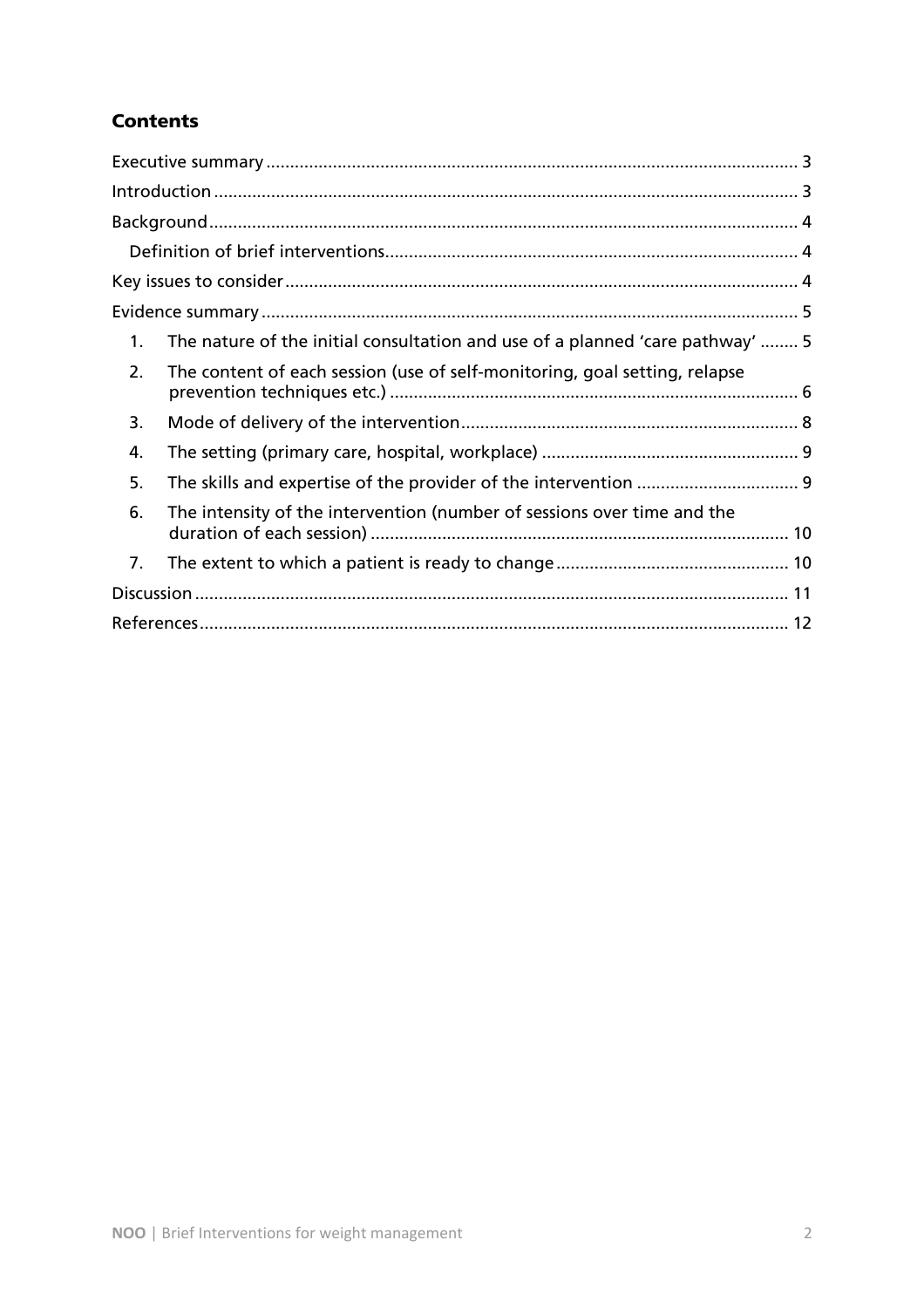## Contents

- Executive summary ..... 3
- Introduction ..... 3
- Background ..... 4
  - Definition of brief interventions ..... 4
- Key issues to consider ..... 4
- Evidence summary ..... 5
  1. The nature of the initial consultation and use of a planned 'care pathway' ..... 5
  2. The content of each session (use of self-monitoring, goal setting, relapse prevention techniques etc.) ..... 6
  3. Mode of delivery of the intervention ..... 8
  4. The setting (primary care, hospital, workplace) ..... 9
  5. The skills and expertise of the provider of the intervention ..... 9
  6. The intensity of the intervention (number of sessions over time and the duration of each session) ..... 10
  7. The extent to which a patient is ready to change ..... 10
- Discussion ..... 11
- References ..... 12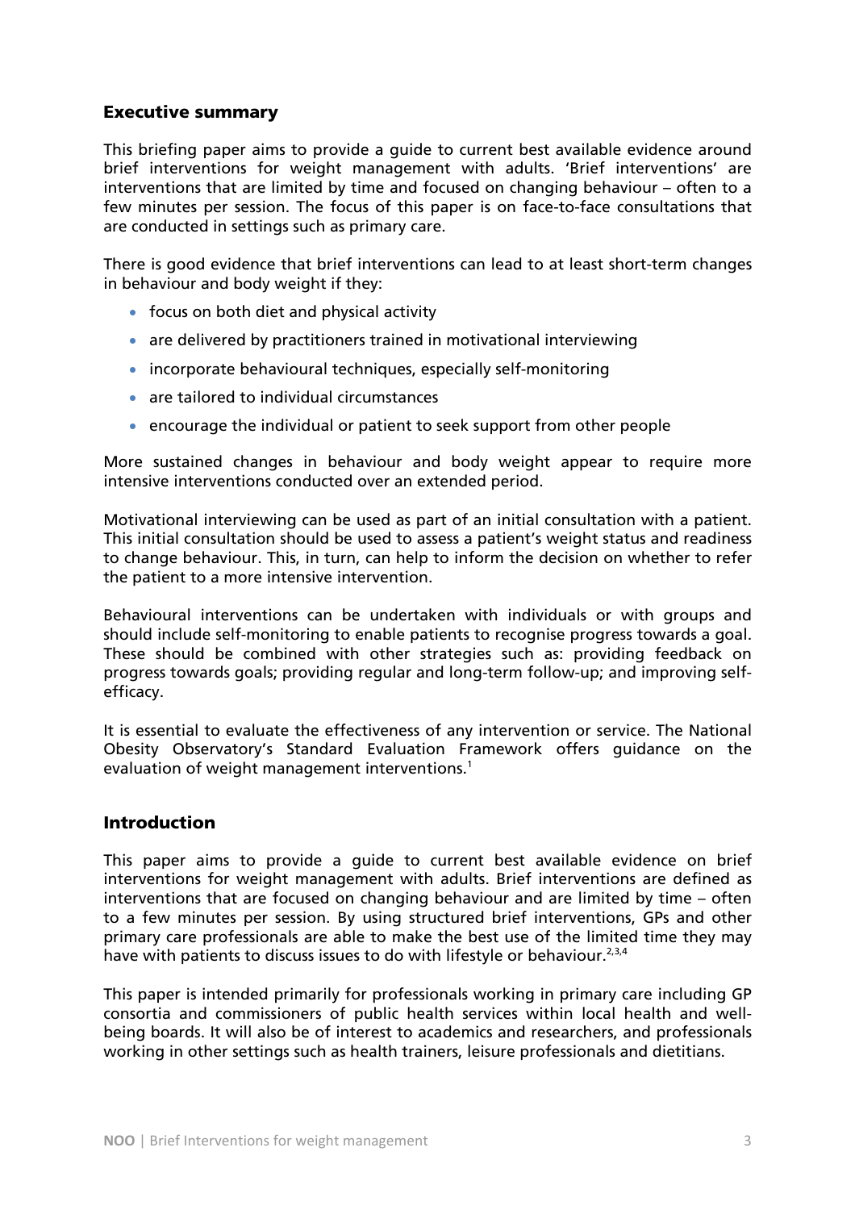## Executive summary

This briefing paper aims to provide a guide to current best available evidence around brief interventions for weight management with adults. 'Brief interventions' are interventions that are limited by time and focused on changing behaviour – often to a few minutes per session. The focus of this paper is on face-to-face consultations that are conducted in settings such as primary care.

There is good evidence that brief interventions can lead to at least short-term changes in behaviour and body weight if they:

- focus on both diet and physical activity
- are delivered by practitioners trained in motivational interviewing
- incorporate behavioural techniques, especially self-monitoring
- are tailored to individual circumstances
- encourage the individual or patient to seek support from other people

More sustained changes in behaviour and body weight appear to require more intensive interventions conducted over an extended period.

Motivational interviewing can be used as part of an initial consultation with a patient. This initial consultation should be used to assess a patient's weight status and readiness to change behaviour. This, in turn, can help to inform the decision on whether to refer the patient to a more intensive intervention.

Behavioural interventions can be undertaken with individuals or with groups and should include self-monitoring to enable patients to recognise progress towards a goal. These should be combined with other strategies such as: providing feedback on progress towards goals; providing regular and long-term follow-up; and improving self-efficacy.

It is essential to evaluate the effectiveness of any intervention or service. The National Obesity Observatory's Standard Evaluation Framework offers guidance on the evaluation of weight management interventions.[1]

## Introduction

This paper aims to provide a guide to current best available evidence on brief interventions for weight management with adults. Brief interventions are defined as interventions that are focused on changing behaviour and are limited by time – often to a few minutes per session. By using structured brief interventions, GPs and other primary care professionals are able to make the best use of the limited time they may have with patients to discuss issues to do with lifestyle or behaviour.[2,3,4]

This paper is intended primarily for professionals working in primary care including GP consortia and commissioners of public health services within local health and well-being boards. It will also be of interest to academics and researchers, and professionals working in other settings such as health trainers, leisure professionals and dietitians.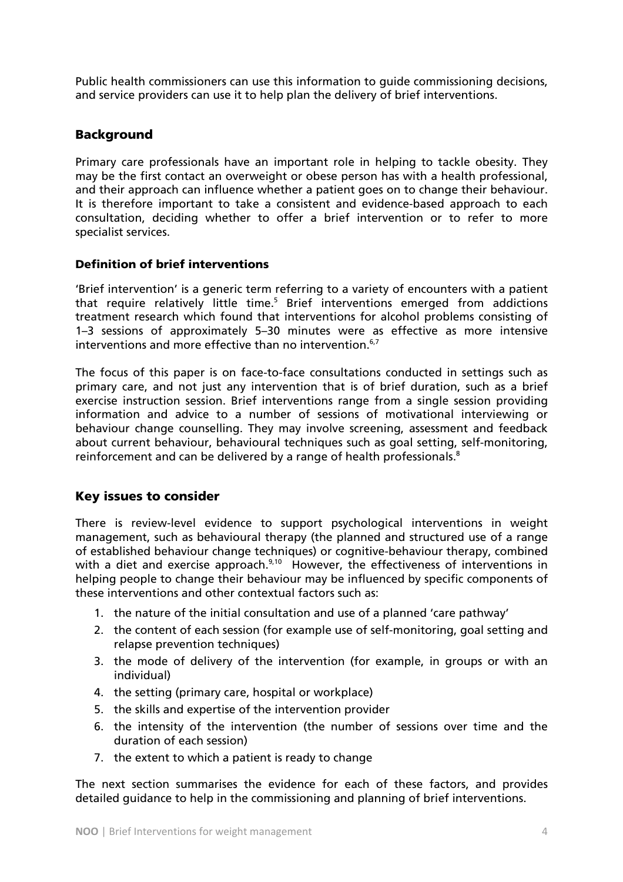Public health commissioners can use this information to guide commissioning decisions, and service providers can use it to help plan the delivery of brief interventions.

## Background

Primary care professionals have an important role in helping to tackle obesity. They may be the first contact an overweight or obese person has with a health professional, and their approach can influence whether a patient goes on to change their behaviour. It is therefore important to take a consistent and evidence-based approach to each consultation, deciding whether to offer a brief intervention or to refer to more specialist services.

### Definition of brief interventions

'Brief intervention' is a generic term referring to a variety of encounters with a patient that require relatively little time.[5] Brief interventions emerged from addictions treatment research which found that interventions for alcohol problems consisting of 1–3 sessions of approximately 5–30 minutes were as effective as more intensive interventions and more effective than no intervention.[6,7]

The focus of this paper is on face-to-face consultations conducted in settings such as primary care, and not just any intervention that is of brief duration, such as a brief exercise instruction session. Brief interventions range from a single session providing information and advice to a number of sessions of motivational interviewing or behaviour change counselling. They may involve screening, assessment and feedback about current behaviour, behavioural techniques such as goal setting, self-monitoring, reinforcement and can be delivered by a range of health professionals.[8]

## Key issues to consider

There is review-level evidence to support psychological interventions in weight management, such as behavioural therapy (the planned and structured use of a range of established behaviour change techniques) or cognitive-behaviour therapy, combined with a diet and exercise approach.[9,10] However, the effectiveness of interventions in helping people to change their behaviour may be influenced by specific components of these interventions and other contextual factors such as:

1. the nature of the initial consultation and use of a planned 'care pathway'
2. the content of each session (for example use of self-monitoring, goal setting and relapse prevention techniques)
3. the mode of delivery of the intervention (for example, in groups or with an individual)
4. the setting (primary care, hospital or workplace)
5. the skills and expertise of the intervention provider
6. the intensity of the intervention (the number of sessions over time and the duration of each session)
7. the extent to which a patient is ready to change

The next section summarises the evidence for each of these factors, and provides detailed guidance to help in the commissioning and planning of brief interventions.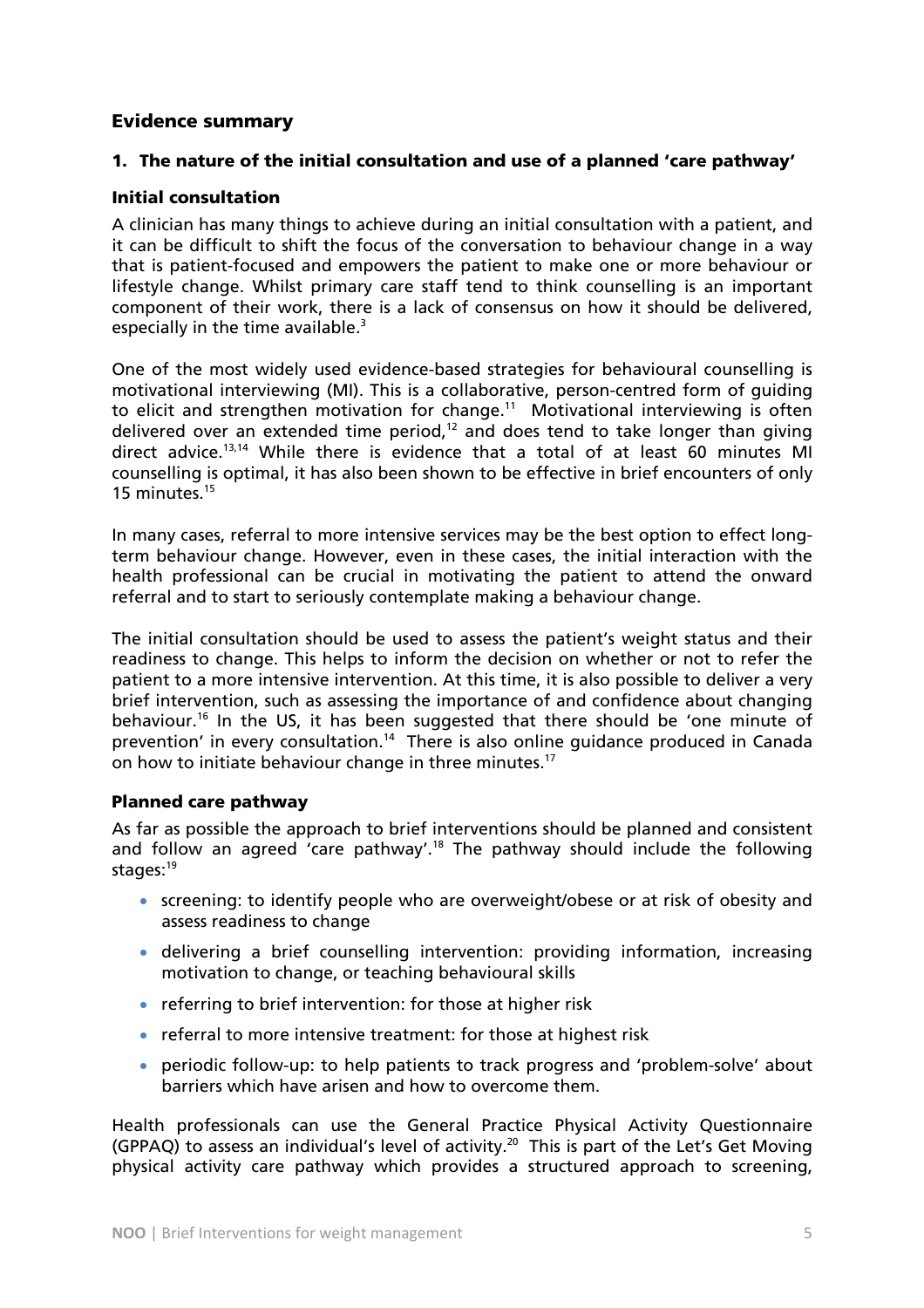## Evidence summary

### 1. The nature of the initial consultation and use of a planned 'care pathway'

#### Initial consultation

A clinician has many things to achieve during an initial consultation with a patient, and it can be difficult to shift the focus of the conversation to behaviour change in a way that is patient-focused and empowers the patient to make one or more behaviour or lifestyle change. Whilst primary care staff tend to think counselling is an important component of their work, there is a lack of consensus on how it should be delivered, especially in the time available.[3]

One of the most widely used evidence-based strategies for behavioural counselling is motivational interviewing (MI). This is a collaborative, person-centred form of guiding to elicit and strengthen motivation for change.[11] Motivational interviewing is often delivered over an extended time period,[12] and does tend to take longer than giving direct advice.[13,14] While there is evidence that a total of at least 60 minutes MI counselling is optimal, it has also been shown to be effective in brief encounters of only 15 minutes.[15]

In many cases, referral to more intensive services may be the best option to effect long-term behaviour change. However, even in these cases, the initial interaction with the health professional can be crucial in motivating the patient to attend the onward referral and to start to seriously contemplate making a behaviour change.

The initial consultation should be used to assess the patient's weight status and their readiness to change. This helps to inform the decision on whether or not to refer the patient to a more intensive intervention. At this time, it is also possible to deliver a very brief intervention, such as assessing the importance of and confidence about changing behaviour.[16] In the US, it has been suggested that there should be 'one minute of prevention' in every consultation.[14] There is also online guidance produced in Canada on how to initiate behaviour change in three minutes.[17]

#### Planned care pathway

As far as possible the approach to brief interventions should be planned and consistent and follow an agreed 'care pathway'.[18] The pathway should include the following stages:[19]

- screening: to identify people who are overweight/obese or at risk of obesity and assess readiness to change
- delivering a brief counselling intervention: providing information, increasing motivation to change, or teaching behavioural skills
- referring to brief intervention: for those at higher risk
- referral to more intensive treatment: for those at highest risk
- periodic follow-up: to help patients to track progress and 'problem-solve' about barriers which have arisen and how to overcome them.

Health professionals can use the General Practice Physical Activity Questionnaire (GPPAQ) to assess an individual's level of activity.[20] This is part of the Let's Get Moving physical activity care pathway which provides a structured approach to screening,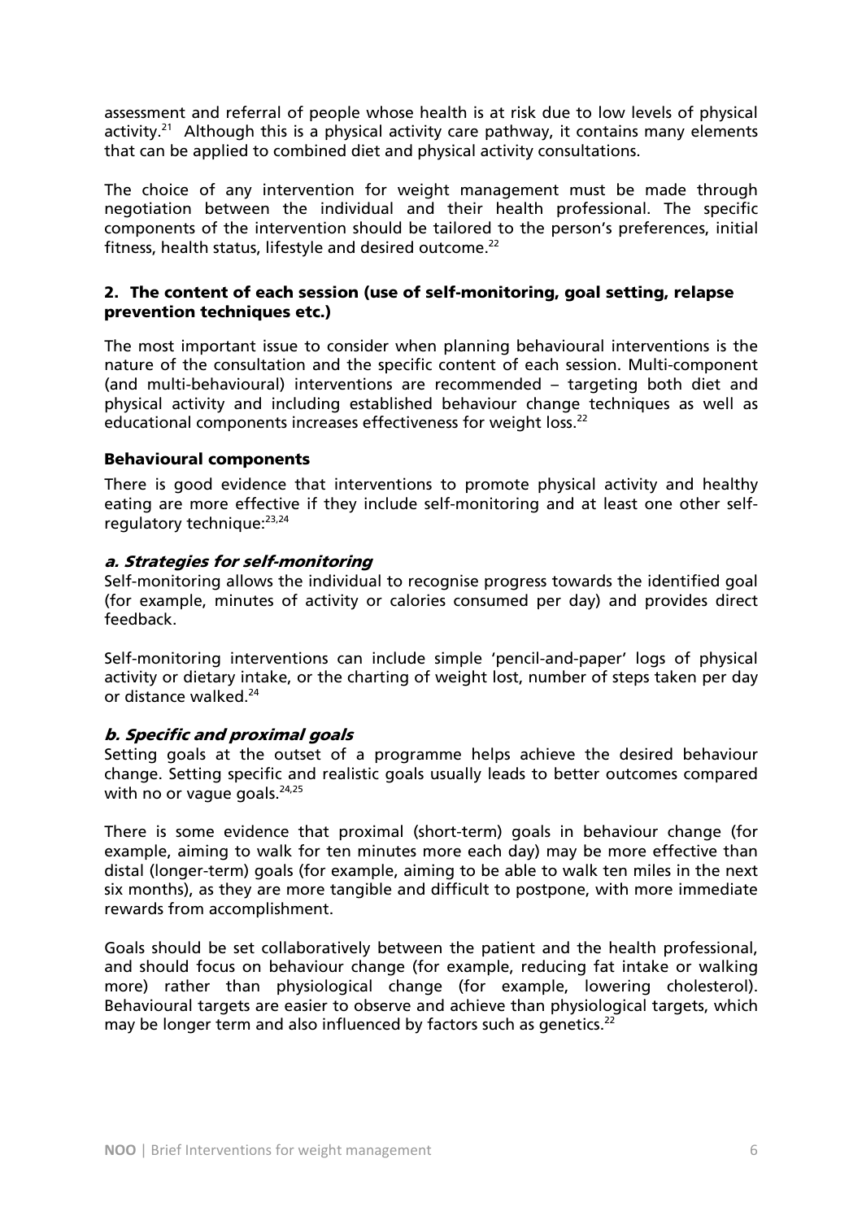assessment and referral of people whose health is at risk due to low levels of physical activity.[21] Although this is a physical activity care pathway, it contains many elements that can be applied to combined diet and physical activity consultations.

The choice of any intervention for weight management must be made through negotiation between the individual and their health professional. The specific components of the intervention should be tailored to the person's preferences, initial fitness, health status, lifestyle and desired outcome.[22]

## 2. The content of each session (use of self-monitoring, goal setting, relapse prevention techniques etc.)

The most important issue to consider when planning behavioural interventions is the nature of the consultation and the specific content of each session. Multi-component (and multi-behavioural) interventions are recommended – targeting both diet and physical activity and including established behaviour change techniques as well as educational components increases effectiveness for weight loss.[22]

### Behavioural components

There is good evidence that interventions to promote physical activity and healthy eating are more effective if they include self-monitoring and at least one other self-regulatory technique:[23,24]

#### *a. Strategies for self-monitoring*

Self-monitoring allows the individual to recognise progress towards the identified goal (for example, minutes of activity or calories consumed per day) and provides direct feedback.

Self-monitoring interventions can include simple 'pencil-and-paper' logs of physical activity or dietary intake, or the charting of weight lost, number of steps taken per day or distance walked.[24]

#### *b. Specific and proximal goals*

Setting goals at the outset of a programme helps achieve the desired behaviour change. Setting specific and realistic goals usually leads to better outcomes compared with no or vague goals.[24,25]

There is some evidence that proximal (short-term) goals in behaviour change (for example, aiming to walk for ten minutes more each day) may be more effective than distal (longer-term) goals (for example, aiming to be able to walk ten miles in the next six months), as they are more tangible and difficult to postpone, with more immediate rewards from accomplishment.

Goals should be set collaboratively between the patient and the health professional, and should focus on behaviour change (for example, reducing fat intake or walking more) rather than physiological change (for example, lowering cholesterol). Behavioural targets are easier to observe and achieve than physiological targets, which may be longer term and also influenced by factors such as genetics.[22]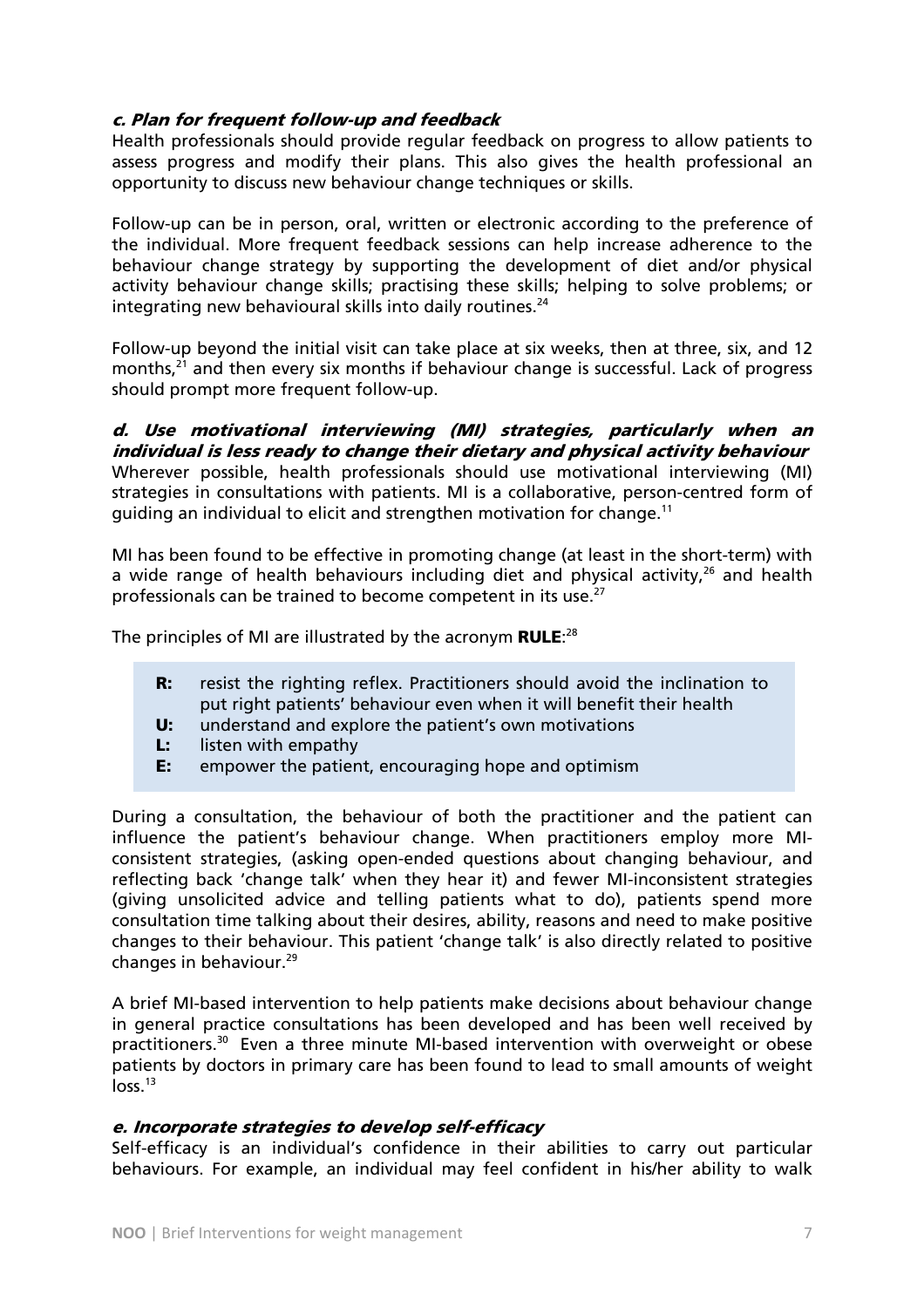### *c. Plan for frequent follow-up and feedback*

Health professionals should provide regular feedback on progress to allow patients to assess progress and modify their plans. This also gives the health professional an opportunity to discuss new behaviour change techniques or skills.

Follow-up can be in person, oral, written or electronic according to the preference of the individual. More frequent feedback sessions can help increase adherence to the behaviour change strategy by supporting the development of diet and/or physical activity behaviour change skills; practising these skills; helping to solve problems; or integrating new behavioural skills into daily routines.[24]

Follow-up beyond the initial visit can take place at six weeks, then at three, six, and 12 months,[21] and then every six months if behaviour change is successful. Lack of progress should prompt more frequent follow-up.

### *d. Use motivational interviewing (MI) strategies, particularly when an individual is less ready to change their dietary and physical activity behaviour*

Wherever possible, health professionals should use motivational interviewing (MI) strategies in consultations with patients. MI is a collaborative, person-centred form of guiding an individual to elicit and strengthen motivation for change.[11]

MI has been found to be effective in promoting change (at least in the short-term) with a wide range of health behaviours including diet and physical activity,[26] and health professionals can be trained to become competent in its use.[27]

The principles of MI are illustrated by the acronym **RULE**:[28]

- **R:** resist the righting reflex. Practitioners should avoid the inclination to put right patients' behaviour even when it will benefit their health
- **U:** understand and explore the patient's own motivations
- **L:** listen with empathy
- **E:** empower the patient, encouraging hope and optimism

During a consultation, the behaviour of both the practitioner and the patient can influence the patient's behaviour change. When practitioners employ more MI-consistent strategies, (asking open-ended questions about changing behaviour, and reflecting back 'change talk' when they hear it) and fewer MI-inconsistent strategies (giving unsolicited advice and telling patients what to do), patients spend more consultation time talking about their desires, ability, reasons and need to make positive changes to their behaviour. This patient 'change talk' is also directly related to positive changes in behaviour.[29]

A brief MI-based intervention to help patients make decisions about behaviour change in general practice consultations has been developed and has been well received by practitioners.[30] Even a three minute MI-based intervention with overweight or obese patients by doctors in primary care has been found to lead to small amounts of weight loss.[13]

### *e. Incorporate strategies to develop self-efficacy*

Self-efficacy is an individual's confidence in their abilities to carry out particular behaviours. For example, an individual may feel confident in his/her ability to walk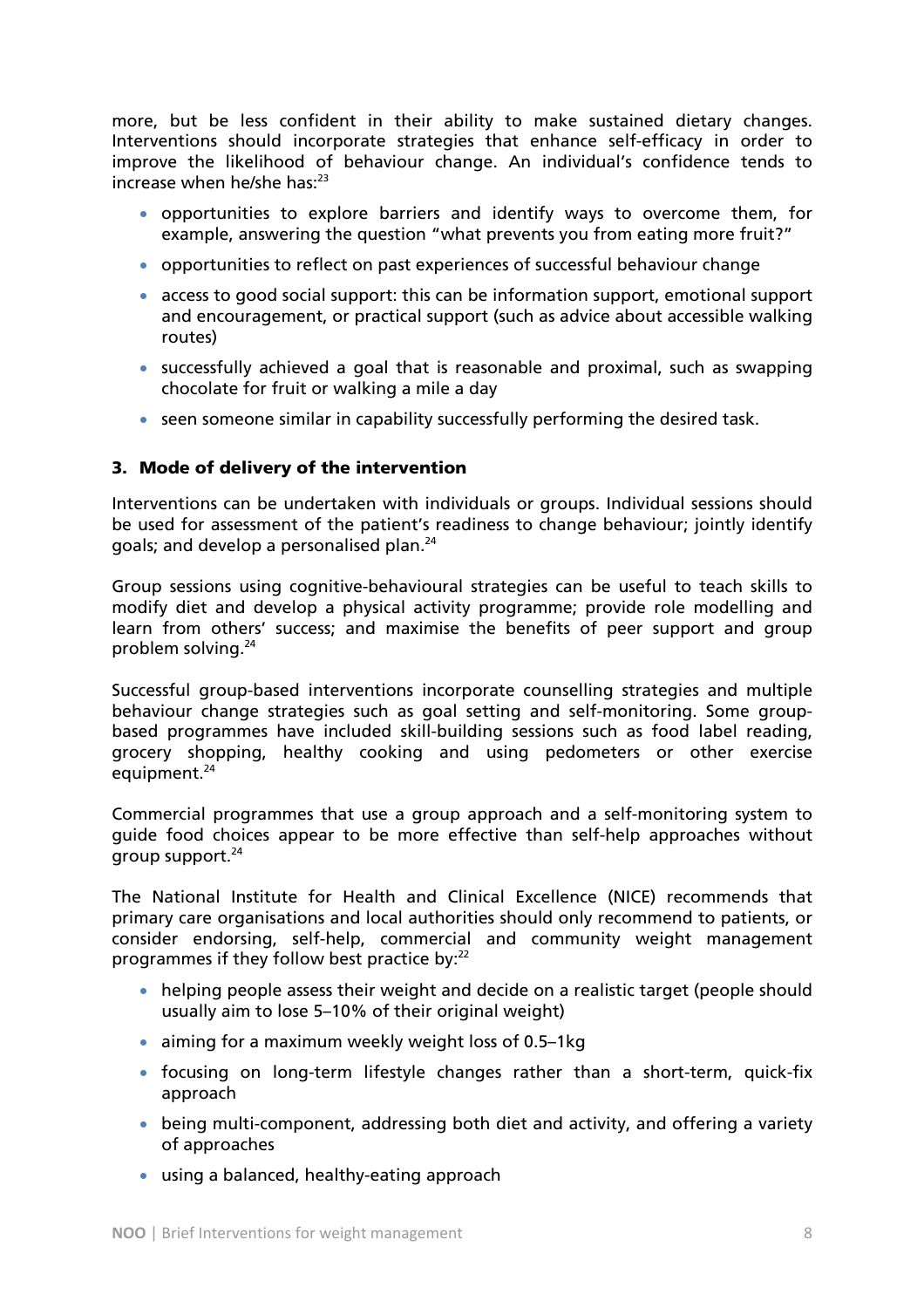more, but be less confident in their ability to make sustained dietary changes. Interventions should incorporate strategies that enhance self-efficacy in order to improve the likelihood of behaviour change. An individual's confidence tends to increase when he/she has:[23]

- opportunities to explore barriers and identify ways to overcome them, for example, answering the question "what prevents you from eating more fruit?"
- opportunities to reflect on past experiences of successful behaviour change
- access to good social support: this can be information support, emotional support and encouragement, or practical support (such as advice about accessible walking routes)
- successfully achieved a goal that is reasonable and proximal, such as swapping chocolate for fruit or walking a mile a day
- seen someone similar in capability successfully performing the desired task.

### 3. Mode of delivery of the intervention

Interventions can be undertaken with individuals or groups. Individual sessions should be used for assessment of the patient's readiness to change behaviour; jointly identify goals; and develop a personalised plan.[24]

Group sessions using cognitive-behavioural strategies can be useful to teach skills to modify diet and develop a physical activity programme; provide role modelling and learn from others' success; and maximise the benefits of peer support and group problem solving.[24]

Successful group-based interventions incorporate counselling strategies and multiple behaviour change strategies such as goal setting and self-monitoring. Some group-based programmes have included skill-building sessions such as food label reading, grocery shopping, healthy cooking and using pedometers or other exercise equipment.[24]

Commercial programmes that use a group approach and a self-monitoring system to guide food choices appear to be more effective than self-help approaches without group support.[24]

The National Institute for Health and Clinical Excellence (NICE) recommends that primary care organisations and local authorities should only recommend to patients, or consider endorsing, self-help, commercial and community weight management programmes if they follow best practice by:[22]

- helping people assess their weight and decide on a realistic target (people should usually aim to lose 5–10% of their original weight)
- aiming for a maximum weekly weight loss of 0.5–1kg
- focusing on long-term lifestyle changes rather than a short-term, quick-fix approach
- being multi-component, addressing both diet and activity, and offering a variety of approaches
- using a balanced, healthy-eating approach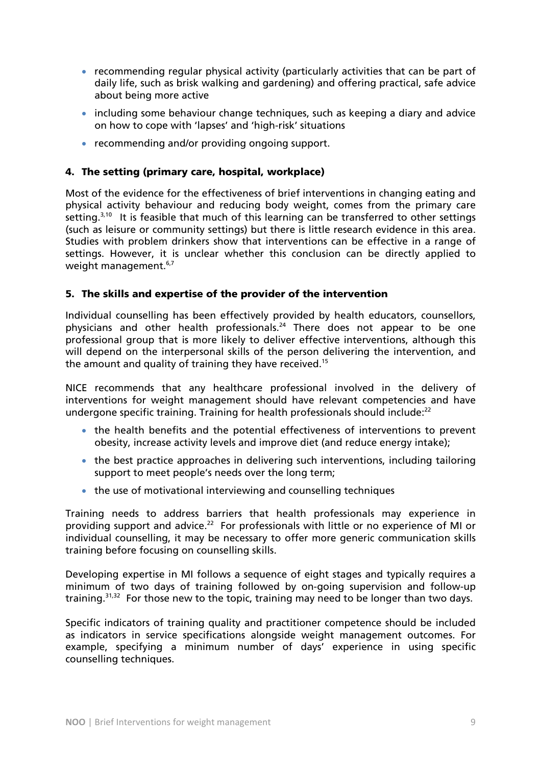- recommending regular physical activity (particularly activities that can be part of daily life, such as brisk walking and gardening) and offering practical, safe advice about being more active
- including some behaviour change techniques, such as keeping a diary and advice on how to cope with 'lapses' and 'high-risk' situations
- recommending and/or providing ongoing support.

### 4. The setting (primary care, hospital, workplace)

Most of the evidence for the effectiveness of brief interventions in changing eating and physical activity behaviour and reducing body weight, comes from the primary care setting.[3,10] It is feasible that much of this learning can be transferred to other settings (such as leisure or community settings) but there is little research evidence in this area. Studies with problem drinkers show that interventions can be effective in a range of settings. However, it is unclear whether this conclusion can be directly applied to weight management.[6,7]

### 5. The skills and expertise of the provider of the intervention

Individual counselling has been effectively provided by health educators, counsellors, physicians and other health professionals.[24] There does not appear to be one professional group that is more likely to deliver effective interventions, although this will depend on the interpersonal skills of the person delivering the intervention, and the amount and quality of training they have received.[15]

NICE recommends that any healthcare professional involved in the delivery of interventions for weight management should have relevant competencies and have undergone specific training. Training for health professionals should include:[22]

- the health benefits and the potential effectiveness of interventions to prevent obesity, increase activity levels and improve diet (and reduce energy intake);
- the best practice approaches in delivering such interventions, including tailoring support to meet people's needs over the long term;
- the use of motivational interviewing and counselling techniques

Training needs to address barriers that health professionals may experience in providing support and advice.[22] For professionals with little or no experience of MI or individual counselling, it may be necessary to offer more generic communication skills training before focusing on counselling skills.

Developing expertise in MI follows a sequence of eight stages and typically requires a minimum of two days of training followed by on-going supervision and follow-up training.[31,32] For those new to the topic, training may need to be longer than two days.

Specific indicators of training quality and practitioner competence should be included as indicators in service specifications alongside weight management outcomes. For example, specifying a minimum number of days' experience in using specific counselling techniques.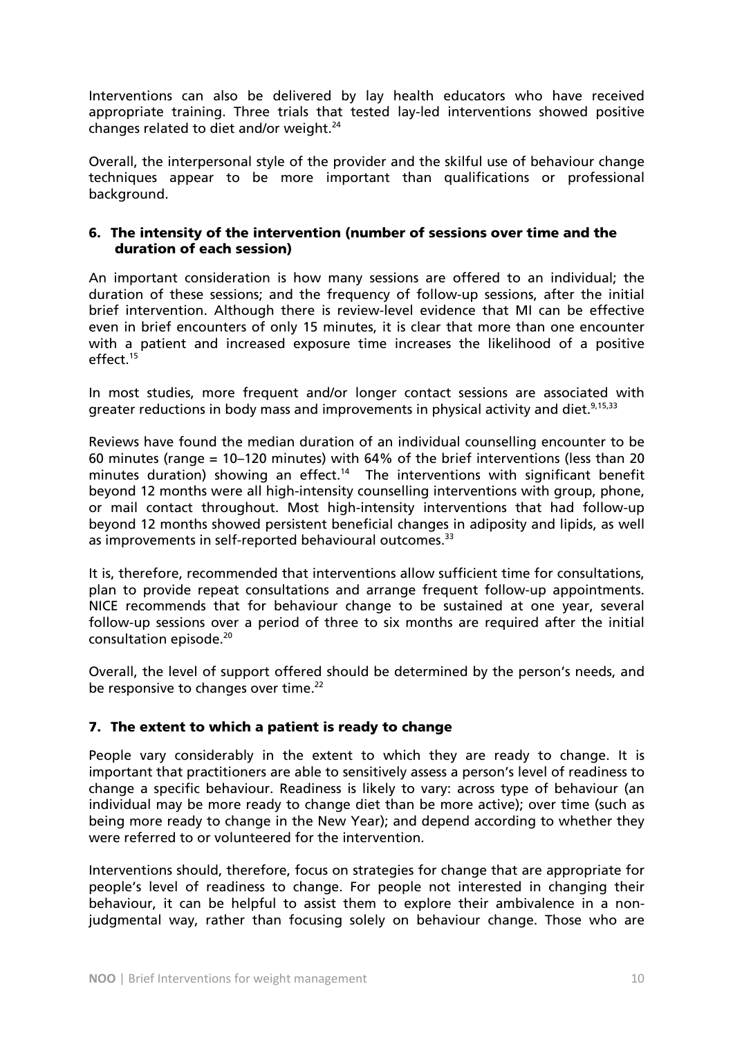Interventions can also be delivered by lay health educators who have received appropriate training. Three trials that tested lay-led interventions showed positive changes related to diet and/or weight.[24]

Overall, the interpersonal style of the provider and the skilful use of behaviour change techniques appear to be more important than qualifications or professional background.

### 6. The intensity of the intervention (number of sessions over time and the duration of each session)

An important consideration is how many sessions are offered to an individual; the duration of these sessions; and the frequency of follow-up sessions, after the initial brief intervention. Although there is review-level evidence that MI can be effective even in brief encounters of only 15 minutes, it is clear that more than one encounter with a patient and increased exposure time increases the likelihood of a positive effect.[15]

In most studies, more frequent and/or longer contact sessions are associated with greater reductions in body mass and improvements in physical activity and diet.[9,15,33]

Reviews have found the median duration of an individual counselling encounter to be 60 minutes (range = 10–120 minutes) with 64% of the brief interventions (less than 20 minutes duration) showing an effect.[14] The interventions with significant benefit beyond 12 months were all high-intensity counselling interventions with group, phone, or mail contact throughout. Most high-intensity interventions that had follow-up beyond 12 months showed persistent beneficial changes in adiposity and lipids, as well as improvements in self-reported behavioural outcomes.[33]

It is, therefore, recommended that interventions allow sufficient time for consultations, plan to provide repeat consultations and arrange frequent follow-up appointments. NICE recommends that for behaviour change to be sustained at one year, several follow-up sessions over a period of three to six months are required after the initial consultation episode.[20]

Overall, the level of support offered should be determined by the person's needs, and be responsive to changes over time.[22]

### 7. The extent to which a patient is ready to change

People vary considerably in the extent to which they are ready to change. It is important that practitioners are able to sensitively assess a person's level of readiness to change a specific behaviour. Readiness is likely to vary: across type of behaviour (an individual may be more ready to change diet than be more active); over time (such as being more ready to change in the New Year); and depend according to whether they were referred to or volunteered for the intervention.

Interventions should, therefore, focus on strategies for change that are appropriate for people's level of readiness to change. For people not interested in changing their behaviour, it can be helpful to assist them to explore their ambivalence in a non-judgmental way, rather than focusing solely on behaviour change. Those who are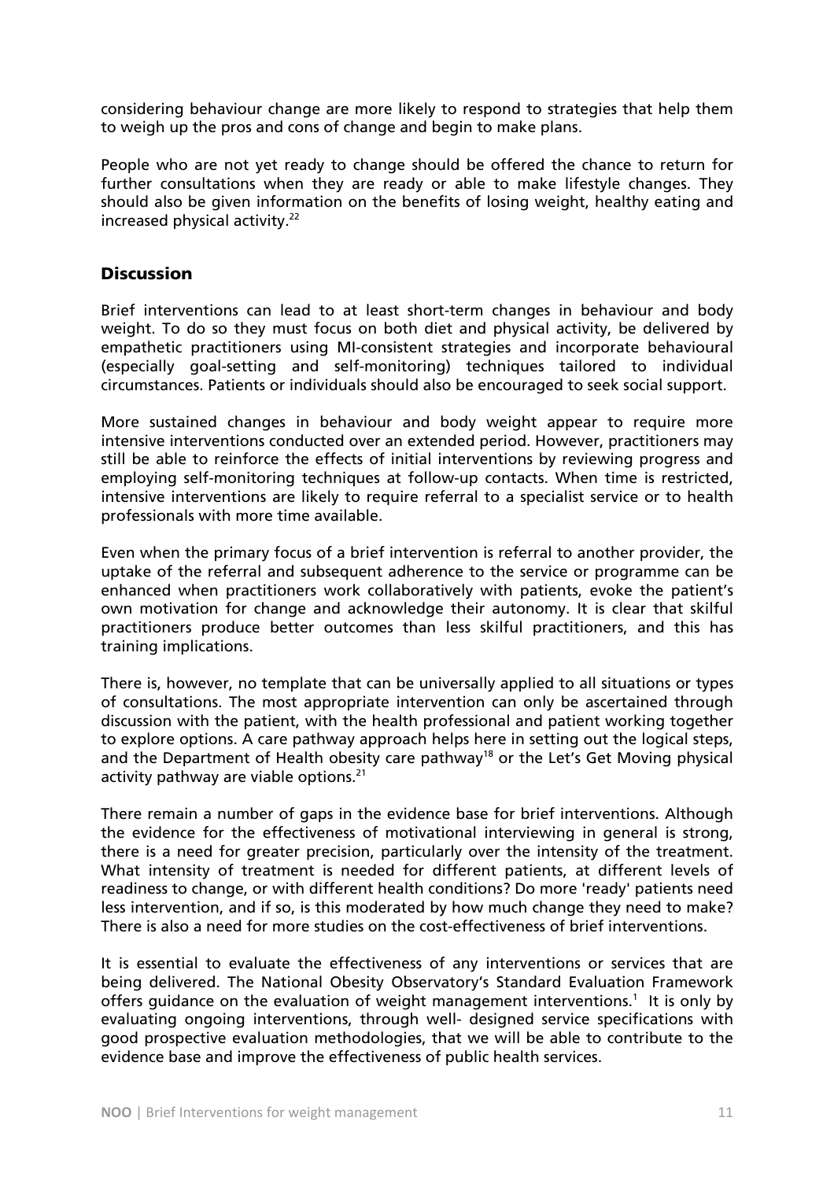considering behaviour change are more likely to respond to strategies that help them to weigh up the pros and cons of change and begin to make plans.

People who are not yet ready to change should be offered the chance to return for further consultations when they are ready or able to make lifestyle changes. They should also be given information on the benefits of losing weight, healthy eating and increased physical activity.[22]

## Discussion

Brief interventions can lead to at least short-term changes in behaviour and body weight. To do so they must focus on both diet and physical activity, be delivered by empathetic practitioners using MI-consistent strategies and incorporate behavioural (especially goal-setting and self-monitoring) techniques tailored to individual circumstances. Patients or individuals should also be encouraged to seek social support.

More sustained changes in behaviour and body weight appear to require more intensive interventions conducted over an extended period. However, practitioners may still be able to reinforce the effects of initial interventions by reviewing progress and employing self-monitoring techniques at follow-up contacts. When time is restricted, intensive interventions are likely to require referral to a specialist service or to health professionals with more time available.

Even when the primary focus of a brief intervention is referral to another provider, the uptake of the referral and subsequent adherence to the service or programme can be enhanced when practitioners work collaboratively with patients, evoke the patient's own motivation for change and acknowledge their autonomy. It is clear that skilful practitioners produce better outcomes than less skilful practitioners, and this has training implications.

There is, however, no template that can be universally applied to all situations or types of consultations. The most appropriate intervention can only be ascertained through discussion with the patient, with the health professional and patient working together to explore options. A care pathway approach helps here in setting out the logical steps, and the Department of Health obesity care pathway[18] or the Let's Get Moving physical activity pathway are viable options.[21]

There remain a number of gaps in the evidence base for brief interventions. Although the evidence for the effectiveness of motivational interviewing in general is strong, there is a need for greater precision, particularly over the intensity of the treatment. What intensity of treatment is needed for different patients, at different levels of readiness to change, or with different health conditions? Do more 'ready' patients need less intervention, and if so, is this moderated by how much change they need to make? There is also a need for more studies on the cost-effectiveness of brief interventions.

It is essential to evaluate the effectiveness of any interventions or services that are being delivered. The National Obesity Observatory's Standard Evaluation Framework offers guidance on the evaluation of weight management interventions.[1] It is only by evaluating ongoing interventions, through well- designed service specifications with good prospective evaluation methodologies, that we will be able to contribute to the evidence base and improve the effectiveness of public health services.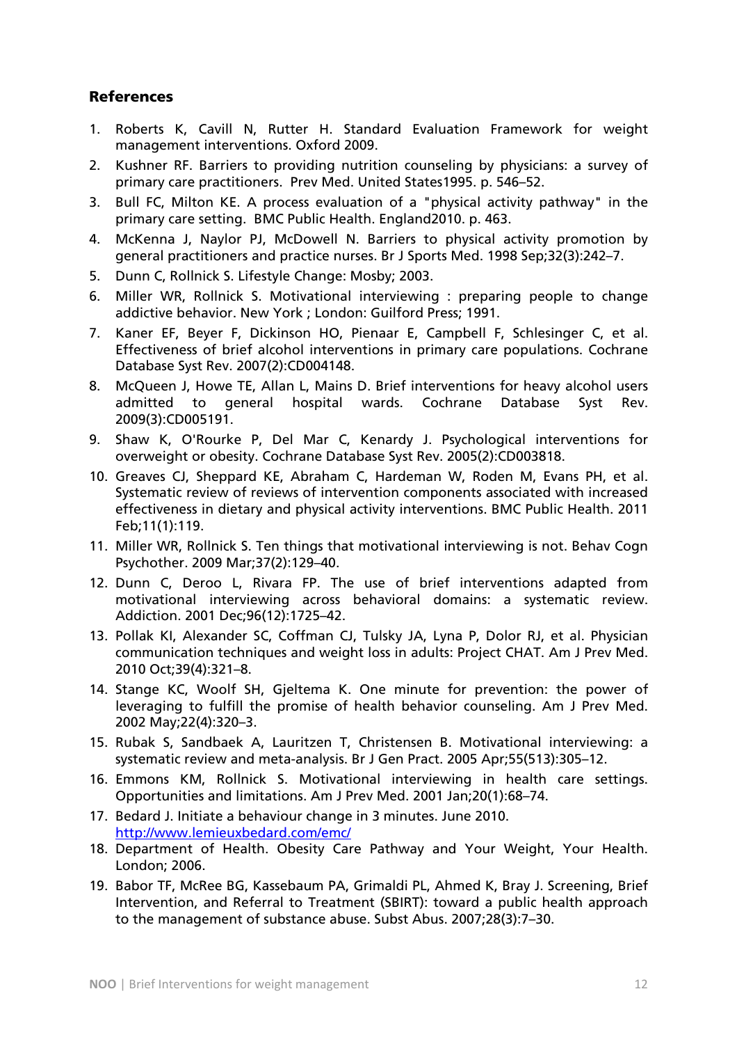## References

1. Roberts K, Cavill N, Rutter H. Standard Evaluation Framework for weight management interventions. Oxford 2009.
2. Kushner RF. Barriers to providing nutrition counseling by physicians: a survey of primary care practitioners. Prev Med. United States1995. p. 546–52.
3. Bull FC, Milton KE. A process evaluation of a "physical activity pathway" in the primary care setting. BMC Public Health. England2010. p. 463.
4. McKenna J, Naylor PJ, McDowell N. Barriers to physical activity promotion by general practitioners and practice nurses. Br J Sports Med. 1998 Sep;32(3):242–7.
5. Dunn C, Rollnick S. Lifestyle Change: Mosby; 2003.
6. Miller WR, Rollnick S. Motivational interviewing : preparing people to change addictive behavior. New York ; London: Guilford Press; 1991.
7. Kaner EF, Beyer F, Dickinson HO, Pienaar E, Campbell F, Schlesinger C, et al. Effectiveness of brief alcohol interventions in primary care populations. Cochrane Database Syst Rev. 2007(2):CD004148.
8. McQueen J, Howe TE, Allan L, Mains D. Brief interventions for heavy alcohol users admitted to general hospital wards. Cochrane Database Syst Rev. 2009(3):CD005191.
9. Shaw K, O'Rourke P, Del Mar C, Kenardy J. Psychological interventions for overweight or obesity. Cochrane Database Syst Rev. 2005(2):CD003818.
10. Greaves CJ, Sheppard KE, Abraham C, Hardeman W, Roden M, Evans PH, et al. Systematic review of reviews of intervention components associated with increased effectiveness in dietary and physical activity interventions. BMC Public Health. 2011 Feb;11(1):119.
11. Miller WR, Rollnick S. Ten things that motivational interviewing is not. Behav Cogn Psychother. 2009 Mar;37(2):129–40.
12. Dunn C, Deroo L, Rivara FP. The use of brief interventions adapted from motivational interviewing across behavioral domains: a systematic review. Addiction. 2001 Dec;96(12):1725–42.
13. Pollak KI, Alexander SC, Coffman CJ, Tulsky JA, Lyna P, Dolor RJ, et al. Physician communication techniques and weight loss in adults: Project CHAT. Am J Prev Med. 2010 Oct;39(4):321–8.
14. Stange KC, Woolf SH, Gjeltema K. One minute for prevention: the power of leveraging to fulfill the promise of health behavior counseling. Am J Prev Med. 2002 May;22(4):320–3.
15. Rubak S, Sandbaek A, Lauritzen T, Christensen B. Motivational interviewing: a systematic review and meta-analysis. Br J Gen Pract. 2005 Apr;55(513):305–12.
16. Emmons KM, Rollnick S. Motivational interviewing in health care settings. Opportunities and limitations. Am J Prev Med. 2001 Jan;20(1):68–74.
17. Bedard J. Initiate a behaviour change in 3 minutes. June 2010. http://www.lemieuxbedard.com/emc/
18. Department of Health. Obesity Care Pathway and Your Weight, Your Health. London; 2006.
19. Babor TF, McRee BG, Kassebaum PA, Grimaldi PL, Ahmed K, Bray J. Screening, Brief Intervention, and Referral to Treatment (SBIRT): toward a public health approach to the management of substance abuse. Subst Abus. 2007;28(3):7–30.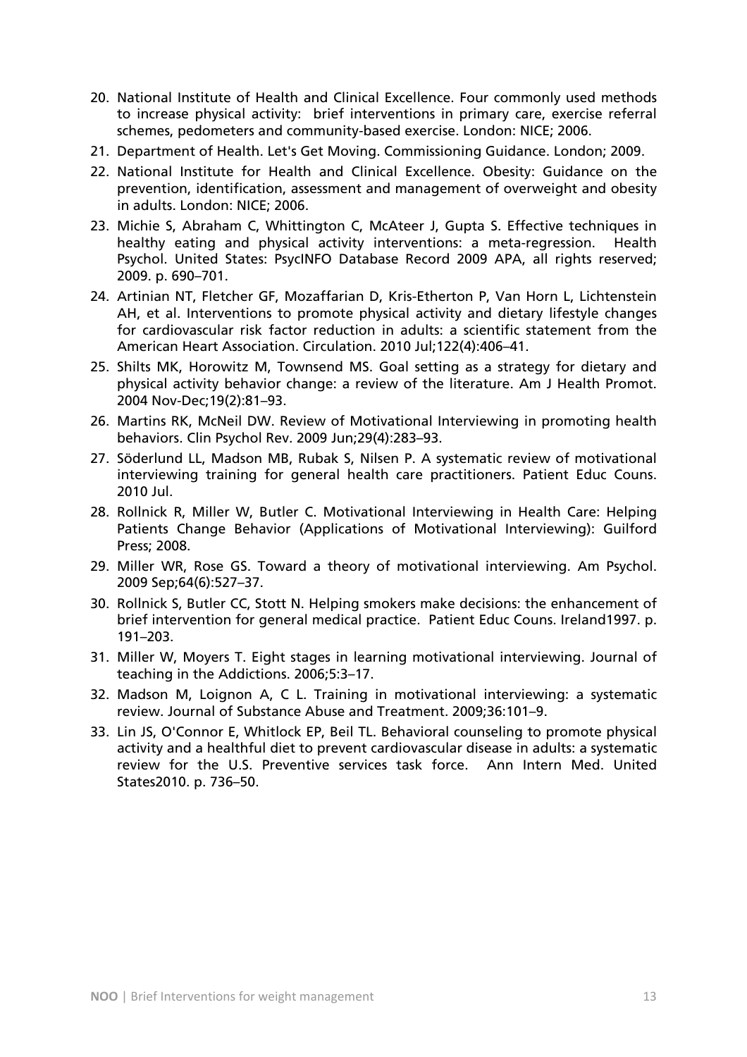20. National Institute of Health and Clinical Excellence. Four commonly used methods to increase physical activity: brief interventions in primary care, exercise referral schemes, pedometers and community-based exercise. London: NICE; 2006.
21. Department of Health. Let's Get Moving. Commissioning Guidance. London; 2009.
22. National Institute for Health and Clinical Excellence. Obesity: Guidance on the prevention, identification, assessment and management of overweight and obesity in adults. London: NICE; 2006.
23. Michie S, Abraham C, Whittington C, McAteer J, Gupta S. Effective techniques in healthy eating and physical activity interventions: a meta-regression. Health Psychol. United States: PsycINFO Database Record 2009 APA, all rights reserved; 2009. p. 690–701.
24. Artinian NT, Fletcher GF, Mozaffarian D, Kris-Etherton P, Van Horn L, Lichtenstein AH, et al. Interventions to promote physical activity and dietary lifestyle changes for cardiovascular risk factor reduction in adults: a scientific statement from the American Heart Association. Circulation. 2010 Jul;122(4):406–41.
25. Shilts MK, Horowitz M, Townsend MS. Goal setting as a strategy for dietary and physical activity behavior change: a review of the literature. Am J Health Promot. 2004 Nov-Dec;19(2):81–93.
26. Martins RK, McNeil DW. Review of Motivational Interviewing in promoting health behaviors. Clin Psychol Rev. 2009 Jun;29(4):283–93.
27. Söderlund LL, Madson MB, Rubak S, Nilsen P. A systematic review of motivational interviewing training for general health care practitioners. Patient Educ Couns. 2010 Jul.
28. Rollnick R, Miller W, Butler C. Motivational Interviewing in Health Care: Helping Patients Change Behavior (Applications of Motivational Interviewing): Guilford Press; 2008.
29. Miller WR, Rose GS. Toward a theory of motivational interviewing. Am Psychol. 2009 Sep;64(6):527–37.
30. Rollnick S, Butler CC, Stott N. Helping smokers make decisions: the enhancement of brief intervention for general medical practice. Patient Educ Couns. Ireland1997. p. 191–203.
31. Miller W, Moyers T. Eight stages in learning motivational interviewing. Journal of teaching in the Addictions. 2006;5:3–17.
32. Madson M, Loignon A, C L. Training in motivational interviewing: a systematic review. Journal of Substance Abuse and Treatment. 2009;36:101–9.
33. Lin JS, O'Connor E, Whitlock EP, Beil TL. Behavioral counseling to promote physical activity and a healthful diet to prevent cardiovascular disease in adults: a systematic review for the U.S. Preventive services task force. Ann Intern Med. United States2010. p. 736–50.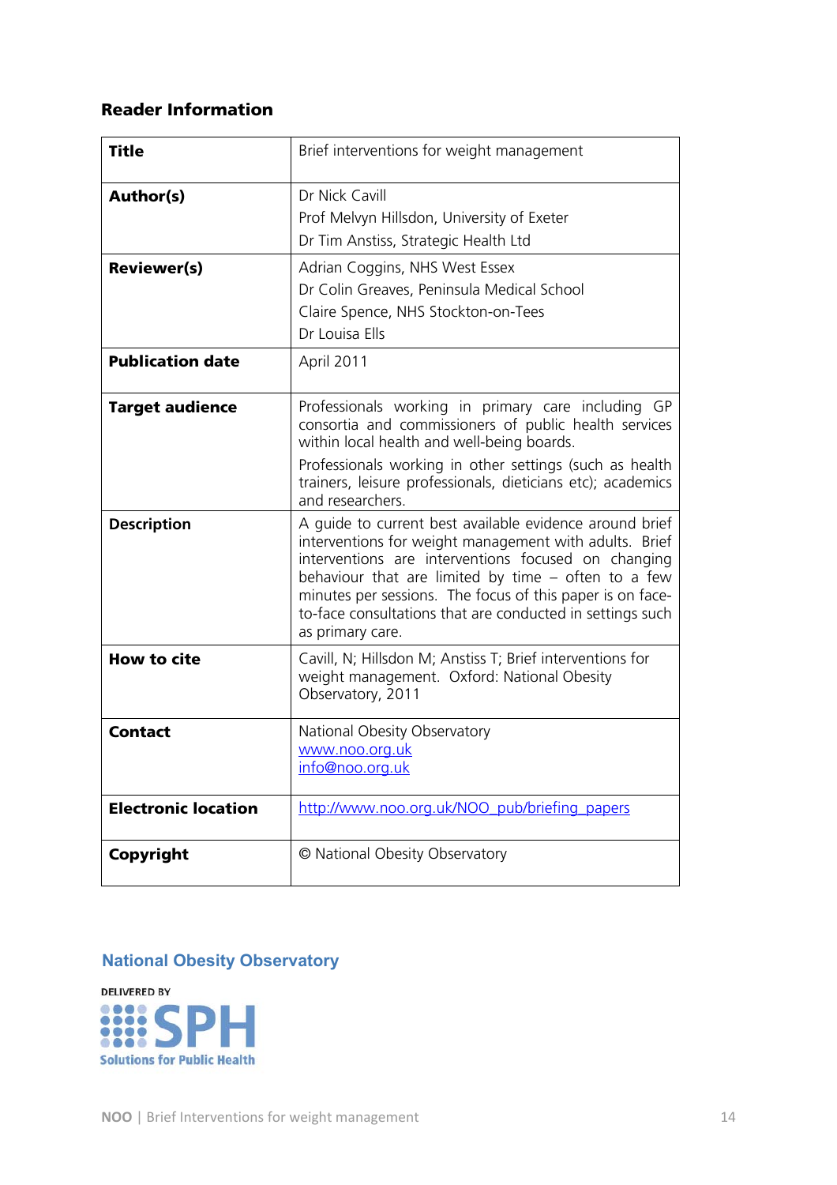## Reader Information

| | |
|---|---|
| **Title** | Brief interventions for weight management |
| **Author(s)** | Dr Nick Cavill<br>Prof Melvyn Hillsdon, University of Exeter<br>Dr Tim Anstiss, Strategic Health Ltd |
| **Reviewer(s)** | Adrian Coggins, NHS West Essex<br>Dr Colin Greaves, Peninsula Medical School<br>Claire Spence, NHS Stockton-on-Tees<br>Dr Louisa Ells |
| **Publication date** | April 2011 |
| **Target audience** | Professionals working in primary care including GP consortia and commissioners of public health services within local health and well-being boards.<br>Professionals working in other settings (such as health trainers, leisure professionals, dieticians etc); academics and researchers. |
| **Description** | A guide to current best available evidence around brief interventions for weight management with adults. Brief interventions are interventions focused on changing behaviour that are limited by time – often to a few minutes per sessions. The focus of this paper is on face-to-face consultations that are conducted in settings such as primary care. |
| **How to cite** | Cavill, N; Hillsdon M; Anstiss T; Brief interventions for weight management. Oxford: National Obesity Observatory, 2011 |
| **Contact** | National Obesity Observatory<br>www.noo.org.uk<br>info@noo.org.uk |
| **Electronic location** | http://www.noo.org.uk/NOO_pub/briefing_papers |
| **Copyright** | © National Obesity Observatory |

**National Obesity Observatory**

DELIVERED BY

SPH Solutions for Public Health